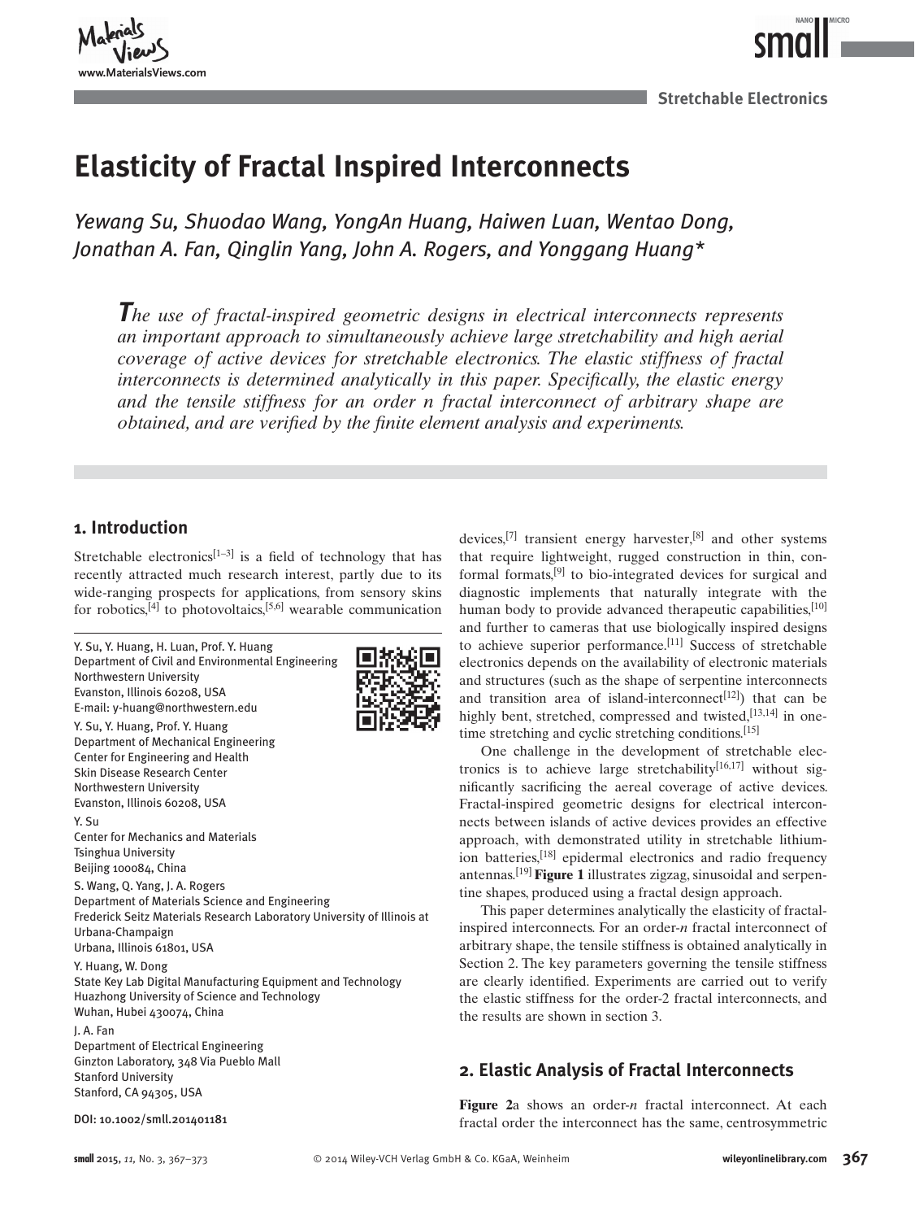# Elasticity of Fractal Inspired Interconnects

*Yewang Su, Shuodao Wang, YongAn Huang, Haiwen Luan, Wentao Dong, Jonathan A. Fan, Qinglin Yang, John A. Rogers, and Yonggang Huang\**

*The use of fractal-inspired geometric designs in electrical interconnects represents an important approach to simultaneously achieve large stretchability and high aerial coverage of active devices for stretchable electronics. The elastic stiffness of fractal interconnects is determined analytically in this paper. Specifically, the elastic energy and the tensile stiffness for an order n fractal interconnect of arbitrary shape are obtained, and are verified by the finite element analysis and experiments.*

## 1. Introduction

Stretchable electronics[1–3] is a field of technology that has recently attracted much research interest, partly due to its wide-ranging prospects for applications, from sensory skins for robotics,[4] to photovoltaics,[5,6] wearable communication devices,[7] transient energy harvester,[8] and other systems that require lightweight, rugged construction in thin, conformal formats,[9] to bio-integrated devices for surgical and diagnostic implements that naturally integrate with the human body to provide advanced therapeutic capabilities,[10] and further to cameras that use biologically inspired designs to achieve superior performance.[11] Success of stretchable electronics depends on the availability of electronic materials and structures (such as the shape of serpentine interconnects and transition area of island-interconnect[12]) that can be highly bent, stretched, compressed and twisted,[13,14] in one-time stretching and cyclic stretching conditions.[15]

One challenge in the development of stretchable electronics is to achieve large stretchability[16,17] without significantly sacrificing the aereal coverage of active devices. Fractal-inspired geometric designs for electrical interconnects between islands of active devices provides an effective approach, with demonstrated utility in stretchable lithium-ion batteries,[18] epidermal electronics and radio frequency antennas.[19] **Figure 1** illustrates zigzag, sinusoidal and serpentine shapes, produced using a fractal design approach.

This paper determines analytically the elasticity of fractal-inspired interconnects. For an order-*n* fractal interconnect of arbitrary shape, the tensile stiffness is obtained analytically in Section 2. The key parameters governing the tensile stiffness are clearly identified. Experiments are carried out to verify the elastic stiffness for the order-2 fractal interconnects, and the results are shown in section 3.

## 2. Elastic Analysis of Fractal Interconnects

**Figure 2**a shows an order-*n* fractal interconnect. At each fractal order the interconnect has the same, centrosymmetric

---

Y. Su, Y. Huang, H. Luan, Prof. Y. Huang
Department of Civil and Environmental Engineering
Northwestern University
Evanston, Illinois 60208, USA
E-mail: y-huang@northwestern.edu

Y. Su, Y. Huang, Prof. Y. Huang
Department of Mechanical Engineering
Center for Engineering and Health
Skin Disease Research Center
Northwestern University
Evanston, Illinois 60208, USA

Y. Su
Center for Mechanics and Materials
Tsinghua University
Beijing 100084, China

S. Wang, Q. Yang, J. A. Rogers
Department of Materials Science and Engineering
Frederick Seitz Materials Research Laboratory University of Illinois at Urbana-Champaign
Urbana, Illinois 61801, USA

Y. Huang, W. Dong
State Key Lab Digital Manufacturing Equipment and Technology
Huazhong University of Science and Technology
Wuhan, Hubei 430074, China

J. A. Fan
Department of Electrical Engineering
Ginzton Laboratory, 348 Via Pueblo Mall
Stanford University
Stanford, CA 94305, USA

DOI: 10.1002/smll.201401181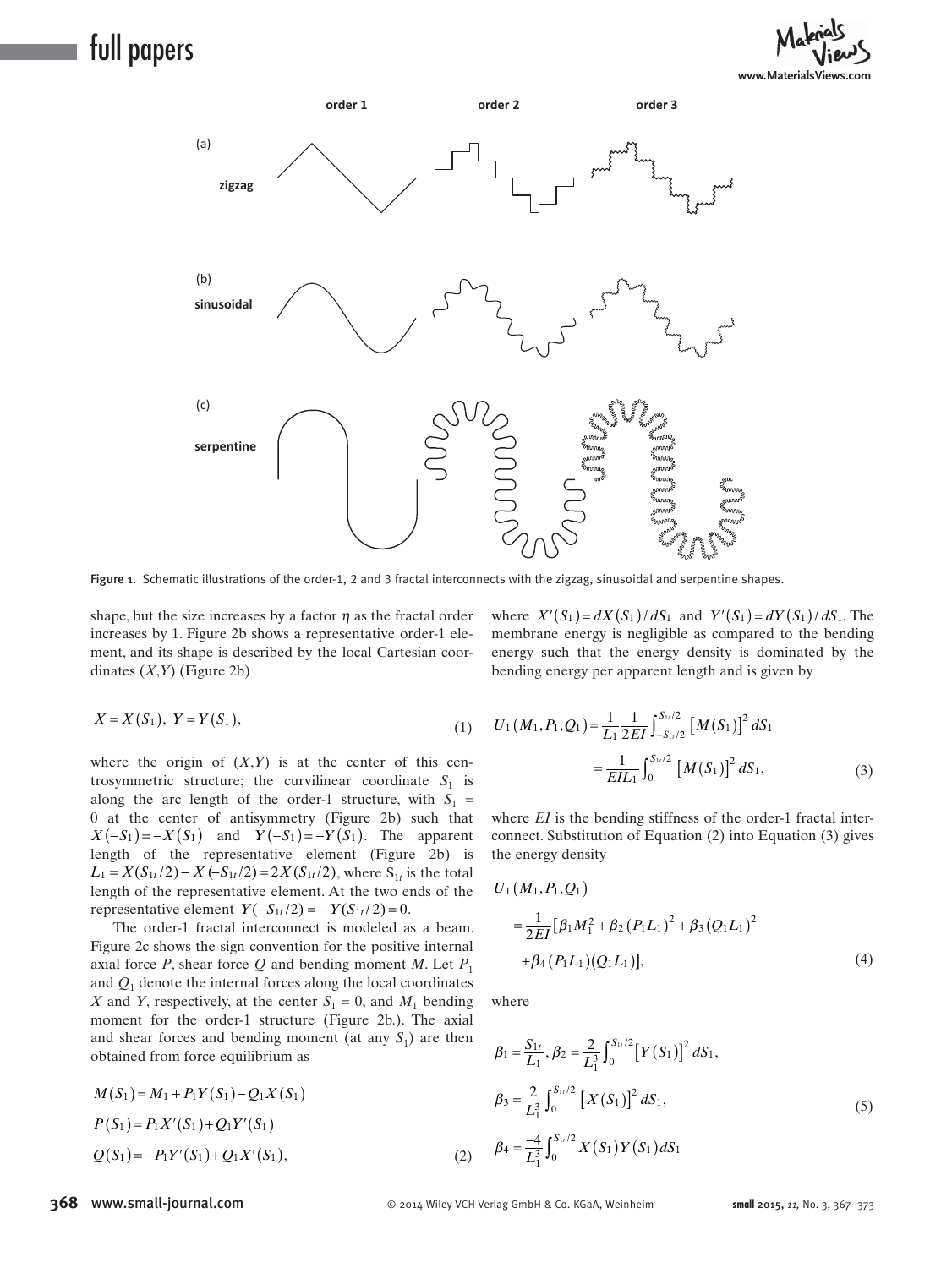Figure 1. Schematic illustrations of the order-1, 2 and 3 fractal interconnects with the zigzag, sinusoidal and serpentine shapes.

shape, but the size increases by a factor $\eta$ as the fractal order increases by 1. Figure 2b shows a representative order-1 element, and its shape is described by the local Cartesian coordinates $(X,Y)$ (Figure 2b)

$$X = X(S_1),\ Y = Y(S_1), \tag{1}$$

where the origin of $(X,Y)$ is at the center of this centrosymmetric structure; the curvilinear coordinate $S_1$ is along the arc length of the order-1 structure, with $S_1 = 0$ at the center of antisymmetry (Figure 2b) such that $X(-S_1) = -X(S_1)$ and $Y(-S_1) = -Y(S_1)$. The apparent length of the representative element (Figure 2b) is $L_1 = X(S_{1t}/2) - X(-S_{1t}/2) = 2X(S_{1t}/2)$, where $S_{1t}$ is the total length of the representative element. At the two ends of the representative element $Y(-S_{1t}/2) = -Y(S_{1t}/2) = 0$.

The order-1 fractal interconnect is modeled as a beam. Figure 2c shows the sign convention for the positive internal axial force $P$, shear force $Q$ and bending moment $M$. Let $P_1$ and $Q_1$ denote the internal forces along the local coordinates $X$ and $Y$, respectively, at the center $S_1 = 0$, and $M_1$ bending moment for the order-1 structure (Figure 2b.). The axial and shear forces and bending moment (at any $S_1$) are then obtained from force equilibrium as

$$\begin{aligned} M(S_1) &= M_1 + P_1 Y(S_1) - Q_1 X(S_1) \\ P(S_1) &= P_1 X'(S_1) + Q_1 Y'(S_1) \\ Q(S_1) &= -P_1 Y'(S_1) + Q_1 X'(S_1), \end{aligned} \tag{2}$$

where $X'(S_1) = dX(S_1)/dS_1$ and $Y'(S_1) = dY(S_1)/dS_1$. The membrane energy is negligible as compared to the bending energy such that the energy density is dominated by the bending energy per apparent length and is given by

$$\begin{aligned} U_1(M_1,P_1,Q_1) &= \frac{1}{L_1}\frac{1}{2EI}\int_{-S_{1t}/2}^{S_{1t}/2}\left[M(S_1)\right]^2 dS_1 \\ &= \frac{1}{EIL_1}\int_0^{S_{1t}/2}\left[M(S_1)\right]^2 dS_1, \end{aligned} \tag{3}$$

where $EI$ is the bending stiffness of the order-1 fractal interconnect. Substitution of Equation (2) into Equation (3) gives the energy density

$$\begin{aligned} &U_1(M_1,P_1,Q_1) \\ &= \frac{1}{2EI}\left[\beta_1 M_1^2 + \beta_2 (P_1 L_1)^2 + \beta_3 (Q_1 L_1)^2 + \beta_4 (P_1 L_1)(Q_1 L_1)\right], \end{aligned} \tag{4}$$

where

$$\begin{aligned} &\beta_1 = \frac{S_{1t}}{L_1},\ \beta_2 = \frac{2}{L_1^3}\int_0^{S_{1t}/2}\left[Y(S_1)\right]^2 dS_1, \\ &\beta_3 = \frac{2}{L_1^3}\int_0^{S_{1t}/2}\left[X(S_1)\right]^2 dS_1, \\ &\beta_4 = \frac{-4}{L_1^3}\int_0^{S_{1t}/2} X(S_1)Y(S_1)dS_1 \end{aligned} \tag{5}$$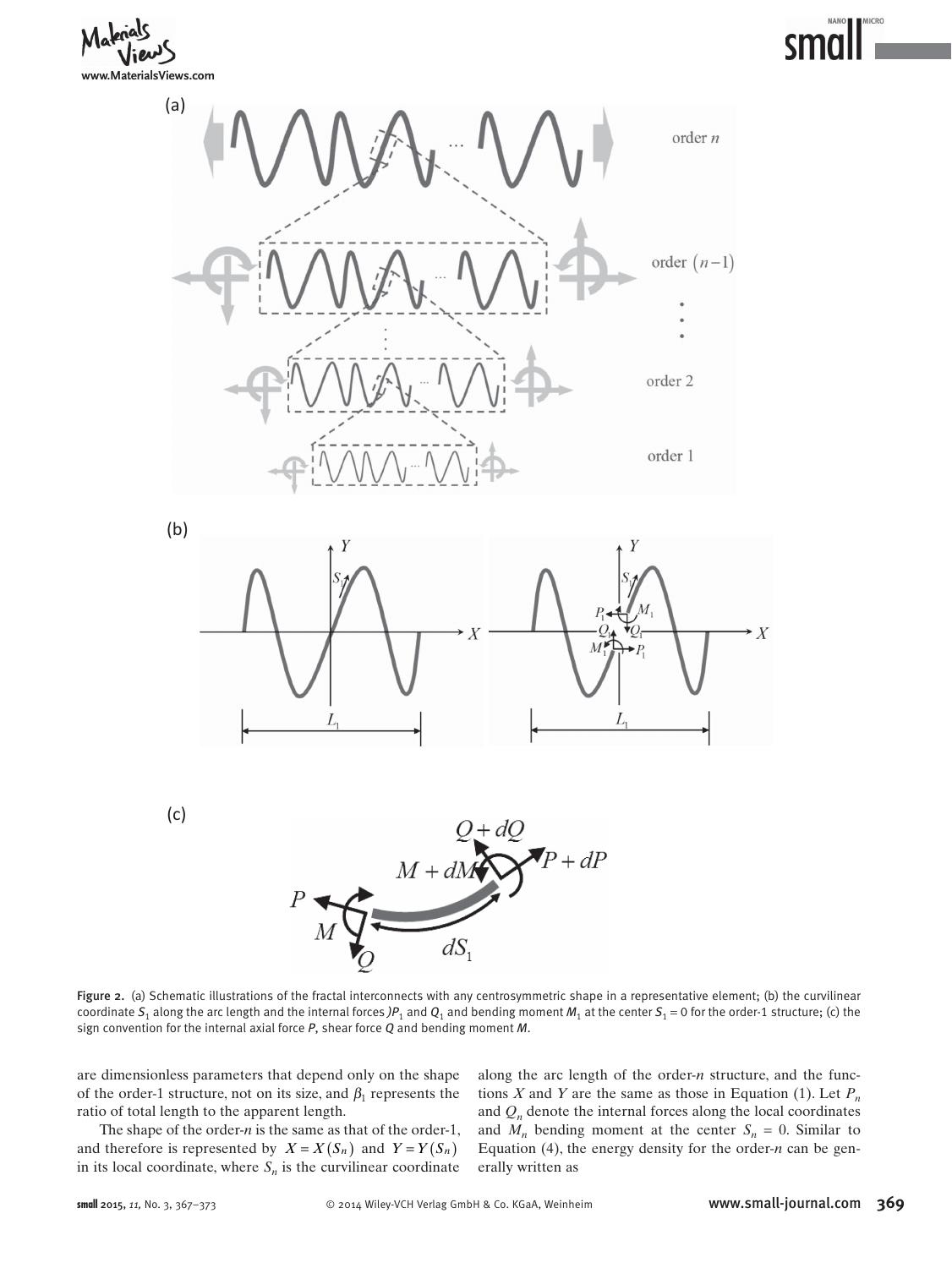Figure 2. (a) Schematic illustrations of the fractal interconnects with any centrosymmetric shape in a representative element; (b) the curvilinear coordinate $S_1$ along the arc length and the internal forces )$P_1$ and $Q_1$ and bending moment $M_1$ at the center $S_1 = 0$ for the order-1 structure; (c) the sign convention for the internal axial force $P$, shear force $Q$ and bending moment $M$.

are dimensionless parameters that depend only on the shape of the order-1 structure, not on its size, and $\beta_1$ represents the ratio of total length to the apparent length.

The shape of the order-$n$ is the same as that of the order-1, and therefore is represented by $X = X(S_n)$ and $Y = Y(S_n)$ in its local coordinate, where $S_n$ is the curvilinear coordinate along the arc length of the order-$n$ structure, and the functions $X$ and $Y$ are the same as those in Equation (1). Let $P_n$ and $Q_n$ denote the internal forces along the local coordinates and $M_n$ bending moment at the center $S_n = 0$. Similar to Equation (4), the energy density for the order-$n$ can be generally written as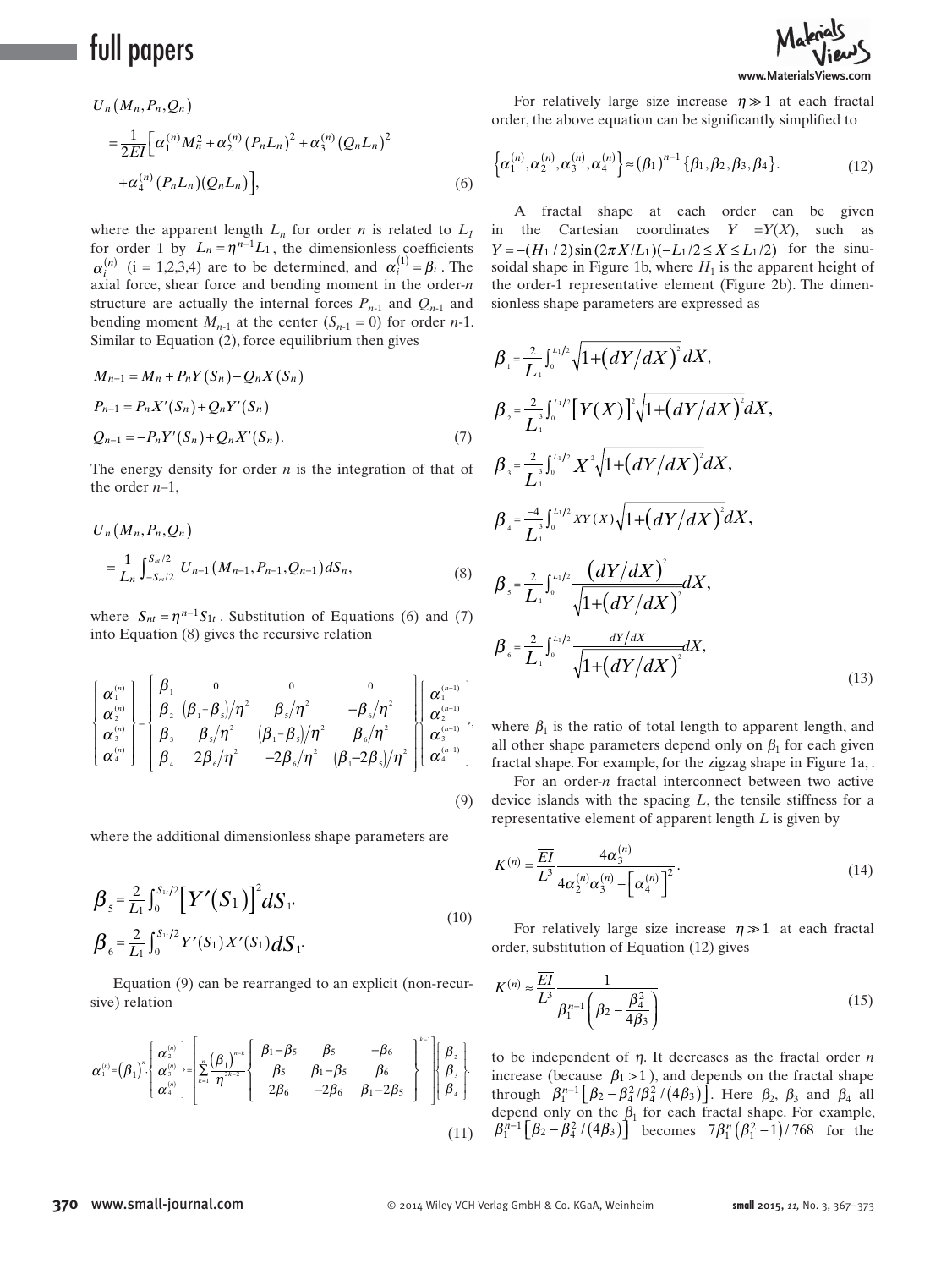$$U_n(M_n, P_n, Q_n)$$
$$= \frac{1}{2\overline{EI}}\Big[\alpha_1^{(n)} M_n^2 + \alpha_2^{(n)}(P_n L_n)^2 + \alpha_3^{(n)}(Q_n L_n)^2 + \alpha_4^{(n)}(P_n L_n)(Q_n L_n)\Big], \tag{6}$$

where the apparent length $L_n$ for order $n$ is related to $L_1$ for order 1 by $L_n = \eta^{n-1} L_1$, the dimensionless coefficients $\alpha_i^{(n)}$ (i = 1,2,3,4) are to be determined, and $\alpha_i^{(1)} = \beta_i$. The axial force, shear force and bending moment in the order-$n$ structure are actually the internal forces $P_{n-1}$ and $Q_{n-1}$ and bending moment $M_{n-1}$ at the center ($S_{n-1} = 0$) for order $n$-1. Similar to Equation (2), force equilibrium then gives

$$M_{n-1} = M_n + P_n Y(S_n) - Q_n X(S_n)$$
$$P_{n-1} = P_n X'(S_n) + Q_n Y'(S_n)$$
$$Q_{n-1} = -P_n Y'(S_n) + Q_n X'(S_n). \tag{7}$$

The energy density for order $n$ is the integration of that of the order $n$–1,

$$U_n(M_n, P_n, Q_n) = \frac{1}{L_n}\int_{-S_{nt}/2}^{S_{nt}/2} U_{n-1}(M_{n-1}, P_{n-1}, Q_{n-1})\, dS_n, \tag{8}$$

where $S_{nt} = \eta^{n-1} S_{1t}$. Substitution of Equations (6) and (7) into Equation (8) gives the recursive relation

$$\begin{Bmatrix} \alpha_1^{(n)} \\ \alpha_2^{(n)} \\ \alpha_3^{(n)} \\ \alpha_4^{(n)} \end{Bmatrix} = \begin{bmatrix} \beta_1 & 0 & 0 & 0 \\ \beta_2 & (\beta_1 - \beta_5)/\eta^2 & \beta_5/\eta^2 & -\beta_6/\eta^2 \\ \beta_3 & \beta_5/\eta^2 & (\beta_1 - \beta_5)/\eta^2 & \beta_6/\eta^2 \\ \beta_4 & 2\beta_6/\eta^2 & -2\beta_6/\eta^2 & (\beta_1 - 2\beta_5)/\eta^2 \end{bmatrix} \begin{Bmatrix} \alpha_1^{(n-1)} \\ \alpha_2^{(n-1)} \\ \alpha_3^{(n-1)} \\ \alpha_4^{(n-1)} \end{Bmatrix}, \tag{9}$$

where the additional dimensionless shape parameters are

$$\beta_5 = \frac{2}{L_1}\int_0^{S_{1t}/2} \left[Y'(S_1)\right]^2 dS_1,$$
$$\beta_6 = \frac{2}{L_1}\int_0^{S_{1t}/2} Y'(S_1)\, X'(S_1)\, dS_1. \tag{10}$$

Equation (9) can be rearranged to an explicit (non-recursive) relation

$$\alpha_1^{(n)} = (\beta_1)^n, \begin{Bmatrix} \alpha_2^{(n)} \\ \alpha_3^{(n)} \\ \alpha_4^{(n)} \end{Bmatrix} = \left[\sum_{k=1}^{n} \frac{(\beta_1)^{n-k}}{\eta^{2k-2}} \begin{Bmatrix} \beta_1 - \beta_5 & \beta_5 & -\beta_6 \\ \beta_5 & \beta_1 - \beta_5 & \beta_6 \\ 2\beta_6 & -2\beta_6 & \beta_1 - 2\beta_5 \end{Bmatrix}^{k-1}\right] \begin{Bmatrix} \beta_2 \\ \beta_3 \\ \beta_4 \end{Bmatrix}. \tag{11}$$

For relatively large size increase $\eta \gg 1$ at each fractal order, the above equation can be significantly simplified to

$$\left\{\alpha_1^{(n)}, \alpha_2^{(n)}, \alpha_3^{(n)}, \alpha_4^{(n)}\right\} \approx (\beta_1)^{n-1}\{\beta_1, \beta_2, \beta_3, \beta_4\}. \tag{12}$$

A fractal shape at each order can be given in the Cartesian coordinates $Y = Y(X)$, such as $Y = -(H_1/2)\sin(2\pi X/L_1)(-L_1/2 \le X \le L_1/2)$ for the sinusoidal shape in Figure 1b, where $H_1$ is the apparent height of the order-1 representative element (Figure 2b). The dimensionless shape parameters are expressed as

$$\beta_1 = \frac{2}{L_1}\int_0^{L_1/2} \sqrt{1 + (dY/dX)^2}\, dX,$$
$$\beta_2 = \frac{2}{L_1^3}\int_0^{L_1/2} \left[Y(X)\right]^2 \sqrt{1 + (dY/dX)^2}\, dX,$$
$$\beta_3 = \frac{2}{L_1^3}\int_0^{L_1/2} X^2 \sqrt{1 + (dY/dX)^2}\, dX,$$
$$\beta_4 = \frac{-4}{L_1^3}\int_0^{L_1/2} XY(X)\sqrt{1 + (dY/dX)^2}\, dX,$$
$$\beta_5 = \frac{2}{L_1}\int_0^{L_1/2} \frac{(dY/dX)^2}{\sqrt{1 + (dY/dX)^2}}\, dX,$$
$$\beta_6 = \frac{2}{L_1}\int_0^{L_1/2} \frac{dY/dX}{\sqrt{1 + (dY/dX)^2}}\, dX, \tag{13}$$

where $\beta_1$ is the ratio of total length to apparent length, and all other shape parameters depend only on $\beta_1$ for each given fractal shape. For example, for the zigzag shape in Figure 1a, .

For an order-$n$ fractal interconnect between two active device islands with the spacing $L$, the tensile stiffness for a representative element of apparent length $L$ is given by

$$K^{(n)} = \frac{\overline{EI}}{L^3}\frac{4\alpha_3^{(n)}}{4\alpha_2^{(n)}\alpha_3^{(n)} - \left[\alpha_4^{(n)}\right]^2}. \tag{14}$$

For relatively large size increase $\eta \gg 1$ at each fractal order, substitution of Equation (12) gives

$$K^{(n)} \approx \frac{\overline{EI}}{L^3}\frac{1}{\beta_1^{n-1}\left(\beta_2 - \dfrac{\beta_4^2}{4\beta_3}\right)} \tag{15}$$

to be independent of $\eta$. It decreases as the fractal order $n$ increase (because $\beta_1 > 1$), and depends on the fractal shape through $\beta_1^{n-1}\left[\beta_2 - \beta_4^2/\beta_4^2/(4\beta_3)\right]$. Here $\beta_2$, $\beta_3$ and $\beta_4$ all depend only on the $\beta_1$ for each fractal shape. For example, $\beta_1^{n-1}\left[\beta_2 - \beta_4^2/(4\beta_3)\right]$ becomes $7\beta_1^n\left(\beta_1^2 - 1\right)/768$ for the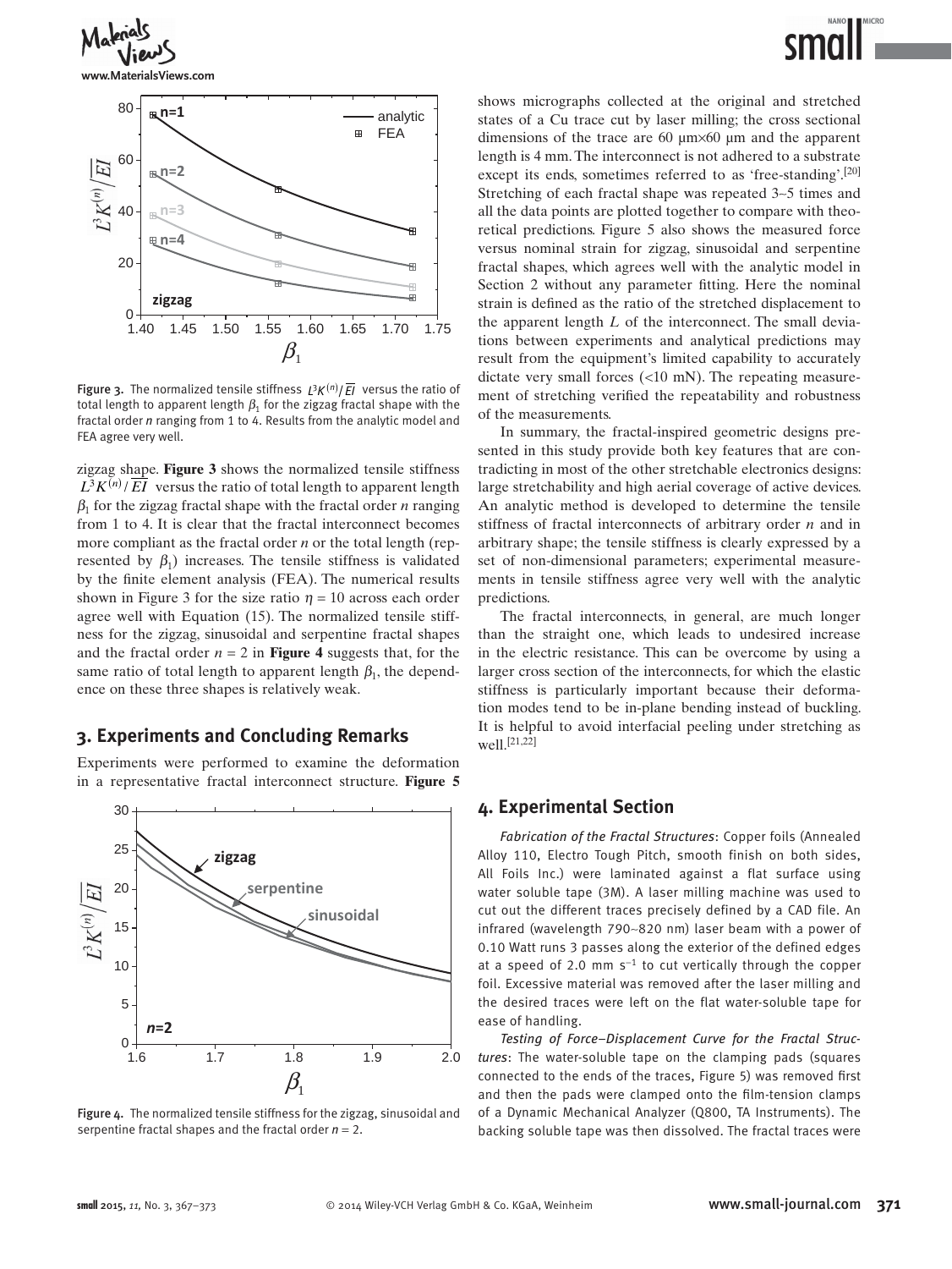Figure 3. The normalized tensile stiffness $L^3K^{(n)}/\overline{EI}$ versus the ratio of total length to apparent length $\beta_1$ for the zigzag fractal shape with the fractal order $n$ ranging from 1 to 4. Results from the analytic model and FEA agree very well.

zigzag shape. **Figure 3** shows the normalized tensile stiffness $L^3K^{(n)}/\overline{EI}$ versus the ratio of total length to apparent length $\beta_1$ for the zigzag fractal shape with the fractal order $n$ ranging from 1 to 4. It is clear that the fractal interconnect becomes more compliant as the fractal order $n$ or the total length (represented by $\beta_1$) increases. The tensile stiffness is validated by the finite element analysis (FEA). The numerical results shown in Figure 3 for the size ratio $\eta = 10$ across each order agree well with Equation (15). The normalized tensile stiffness for the zigzag, sinusoidal and serpentine fractal shapes and the fractal order $n = 2$ in **Figure 4** suggests that, for the same ratio of total length to apparent length $\beta_1$, the dependence on these three shapes is relatively weak.

## 3. Experiments and Concluding Remarks

Experiments were performed to examine the deformation in a representative fractal interconnect structure. **Figure 5** shows micrographs collected at the original and stretched states of a Cu trace cut by laser milling; the cross sectional dimensions of the trace are 60 μm×60 μm and the apparent length is 4 mm. The interconnect is not adhered to a substrate except its ends, sometimes referred to as 'free-standing'.[20] Stretching of each fractal shape was repeated 3–5 times and all the data points are plotted together to compare with theoretical predictions. Figure 5 also shows the measured force versus nominal strain for zigzag, sinusoidal and serpentine fractal shapes, which agrees well with the analytic model in Section 2 without any parameter fitting. Here the nominal strain is defined as the ratio of the stretched displacement to the apparent length $L$ of the interconnect. The small deviations between experiments and analytical predictions may result from the equipment's limited capability to accurately dictate very small forces (<10 mN). The repeating measurement of stretching verified the repeatability and robustness of the measurements.

Figure 4. The normalized tensile stiffness for the zigzag, sinusoidal and serpentine fractal shapes and the fractal order $n = 2$.

In summary, the fractal-inspired geometric designs presented in this study provide both key features that are contradicting in most of the other stretchable electronics designs: large stretchability and high aerial coverage of active devices. An analytic method is developed to determine the tensile stiffness of fractal interconnects of arbitrary order $n$ and in arbitrary shape; the tensile stiffness is clearly expressed by a set of non-dimensional parameters; experimental measurements in tensile stiffness agree very well with the analytic predictions.

The fractal interconnects, in general, are much longer than the straight one, which leads to undesired increase in the electric resistance. This can be overcome by using a larger cross section of the interconnects, for which the elastic stiffness is particularly important because their deformation modes tend to be in-plane bending instead of buckling. It is helpful to avoid interfacial peeling under stretching as well.[21,22]

## 4. Experimental Section

*Fabrication of the Fractal Structures*: Copper foils (Annealed Alloy 110, Electro Tough Pitch, smooth finish on both sides, All Foils Inc.) were laminated against a flat surface using water soluble tape (3M). A laser milling machine was used to cut out the different traces precisely defined by a CAD file. An infrared (wavelength 790~820 nm) laser beam with a power of 0.10 Watt runs 3 passes along the exterior of the defined edges at a speed of 2.0 mm s$^{-1}$ to cut vertically through the copper foil. Excessive material was removed after the laser milling and the desired traces were left on the flat water-soluble tape for ease of handling.

*Testing of Force–Displacement Curve for the Fractal Structures*: The water-soluble tape on the clamping pads (squares connected to the ends of the traces, Figure 5) was removed first and then the pads were clamped onto the film-tension clamps of a Dynamic Mechanical Analyzer (Q800, TA Instruments). The backing soluble tape was then dissolved. The fractal traces were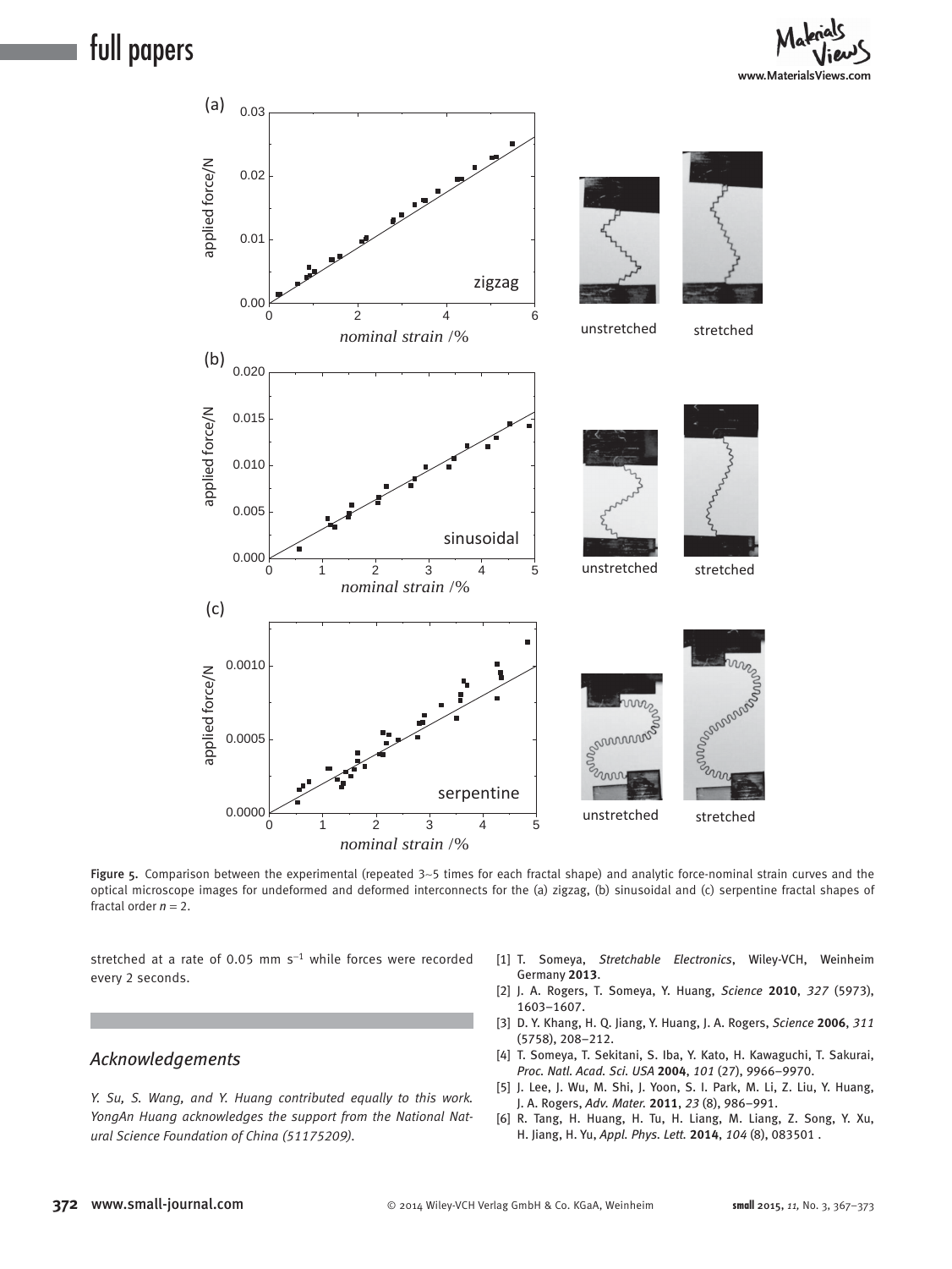Figure 5. Comparison between the experimental (repeated 3–5 times for each fractal shape) and analytic force-nominal strain curves and the optical microscope images for undeformed and deformed interconnects for the (a) zigzag, (b) sinusoidal and (c) serpentine fractal shapes of fractal order $n = 2$.

stretched at a rate of 0.05 mm $s^{-1}$ while forces were recorded every 2 seconds.

## Acknowledgements

*Y. Su, S. Wang, and Y. Huang contributed equally to this work. YongAn Huang acknowledges the support from the National Natural Science Foundation of China (51175209).*

[1] T. Someya, *Stretchable Electronics*, Wiley-VCH, Weinheim Germany **2013**.

[2] J. A. Rogers, T. Someya, Y. Huang, *Science* **2010**, *327* (5973), 1603–1607.

[3] D. Y. Khang, H. Q. Jiang, Y. Huang, J. A. Rogers, *Science* **2006**, *311* (5758), 208–212.

[4] T. Someya, T. Sekitani, S. Iba, Y. Kato, H. Kawaguchi, T. Sakurai, *Proc. Natl. Acad. Sci. USA* **2004**, *101* (27), 9966–9970.

[5] J. Lee, J. Wu, M. Shi, J. Yoon, S. I. Park, M. Li, Z. Liu, Y. Huang, J. A. Rogers, *Adv. Mater.* **2011**, *23* (8), 986–991.

[6] R. Tang, H. Huang, H. Tu, H. Liang, M. Liang, Z. Song, Y. Xu, H. Jiang, H. Yu, *Appl. Phys. Lett.* **2014**, *104* (8), 083501 .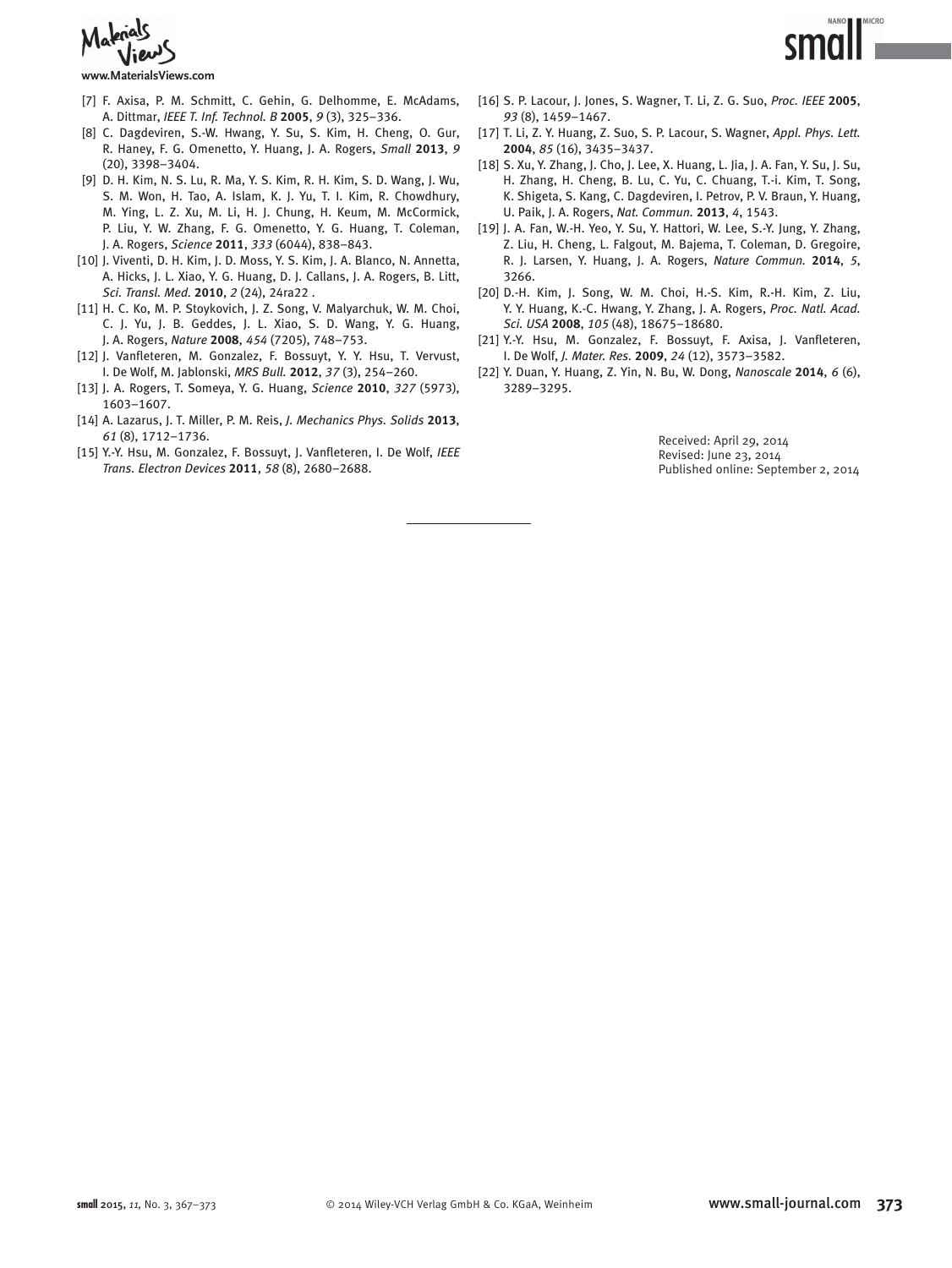[7] F. Axisa, P. M. Schmitt, C. Gehin, G. Delhomme, E. McAdams, A. Dittmar, *IEEE T. Inf. Technol. B* **2005**, *9* (3), 325–336.

[8] C. Dagdeviren, S.-W. Hwang, Y. Su, S. Kim, H. Cheng, O. Gur, R. Haney, F. G. Omenetto, Y. Huang, J. A. Rogers, *Small* **2013**, *9* (20), 3398–3404.

[9] D. H. Kim, N. S. Lu, R. Ma, Y. S. Kim, R. H. Kim, S. D. Wang, J. Wu, S. M. Won, H. Tao, A. Islam, K. J. Yu, T. I. Kim, R. Chowdhury, M. Ying, L. Z. Xu, M. Li, H. J. Chung, H. Keum, M. McCormick, P. Liu, Y. W. Zhang, F. G. Omenetto, Y. G. Huang, T. Coleman, J. A. Rogers, *Science* **2011**, *333* (6044), 838–843.

[10] J. Viventi, D. H. Kim, J. D. Moss, Y. S. Kim, J. A. Blanco, N. Annetta, A. Hicks, J. L. Xiao, Y. G. Huang, D. J. Callans, J. A. Rogers, B. Litt, *Sci. Transl. Med.* **2010**, *2* (24), 24ra22 .

[11] H. C. Ko, M. P. Stoykovich, J. Z. Song, V. Malyarchuk, W. M. Choi, C. J. Yu, J. B. Geddes, J. L. Xiao, S. D. Wang, Y. G. Huang, J. A. Rogers, *Nature* **2008**, *454* (7205), 748–753.

[12] J. Vanfleteren, M. Gonzalez, F. Bossuyt, Y. Y. Hsu, T. Vervust, I. De Wolf, M. Jablonski, *MRS Bull.* **2012**, *37* (3), 254–260.

[13] J. A. Rogers, T. Someya, Y. G. Huang, *Science* **2010**, *327* (5973), 1603–1607.

[14] A. Lazarus, J. T. Miller, P. M. Reis, *J. Mechanics Phys. Solids* **2013**, *61* (8), 1712–1736.

[15] Y.-Y. Hsu, M. Gonzalez, F. Bossuyt, J. Vanfleteren, I. De Wolf, *IEEE Trans. Electron Devices* **2011**, *58* (8), 2680–2688.

[16] S. P. Lacour, J. Jones, S. Wagner, T. Li, Z. G. Suo, *Proc. IEEE* **2005**, *93* (8), 1459–1467.

[17] T. Li, Z. Y. Huang, Z. Suo, S. P. Lacour, S. Wagner, *Appl. Phys. Lett.* **2004**, *85* (16), 3435–3437.

[18] S. Xu, Y. Zhang, J. Cho, J. Lee, X. Huang, L. Jia, J. A. Fan, Y. Su, J. Su, H. Zhang, H. Cheng, B. Lu, C. Yu, C. Chuang, T.-i. Kim, T. Song, K. Shigeta, S. Kang, C. Dagdeviren, I. Petrov, P. V. Braun, Y. Huang, U. Paik, J. A. Rogers, *Nat. Commun.* **2013**, *4*, 1543.

[19] J. A. Fan, W.-H. Yeo, Y. Su, Y. Hattori, W. Lee, S.-Y. Jung, Y. Zhang, Z. Liu, H. Cheng, L. Falgout, M. Bajema, T. Coleman, D. Gregoire, R. J. Larsen, Y. Huang, J. A. Rogers, *Nature Commun.* **2014**, *5*, 3266.

[20] D.-H. Kim, J. Song, W. M. Choi, H.-S. Kim, R.-H. Kim, Z. Liu, Y. Y. Huang, K.-C. Hwang, Y. Zhang, J. A. Rogers, *Proc. Natl. Acad. Sci. USA* **2008**, *105* (48), 18675–18680.

[21] Y.-Y. Hsu, M. Gonzalez, F. Bossuyt, F. Axisa, J. Vanfleteren, I. De Wolf, *J. Mater. Res.* **2009**, *24* (12), 3573–3582.

[22] Y. Duan, Y. Huang, Z. Yin, N. Bu, W. Dong, *Nanoscale* **2014**, *6* (6), 3289–3295.

Received: April 29, 2014
Revised: June 23, 2014
Published online: September 2, 2014